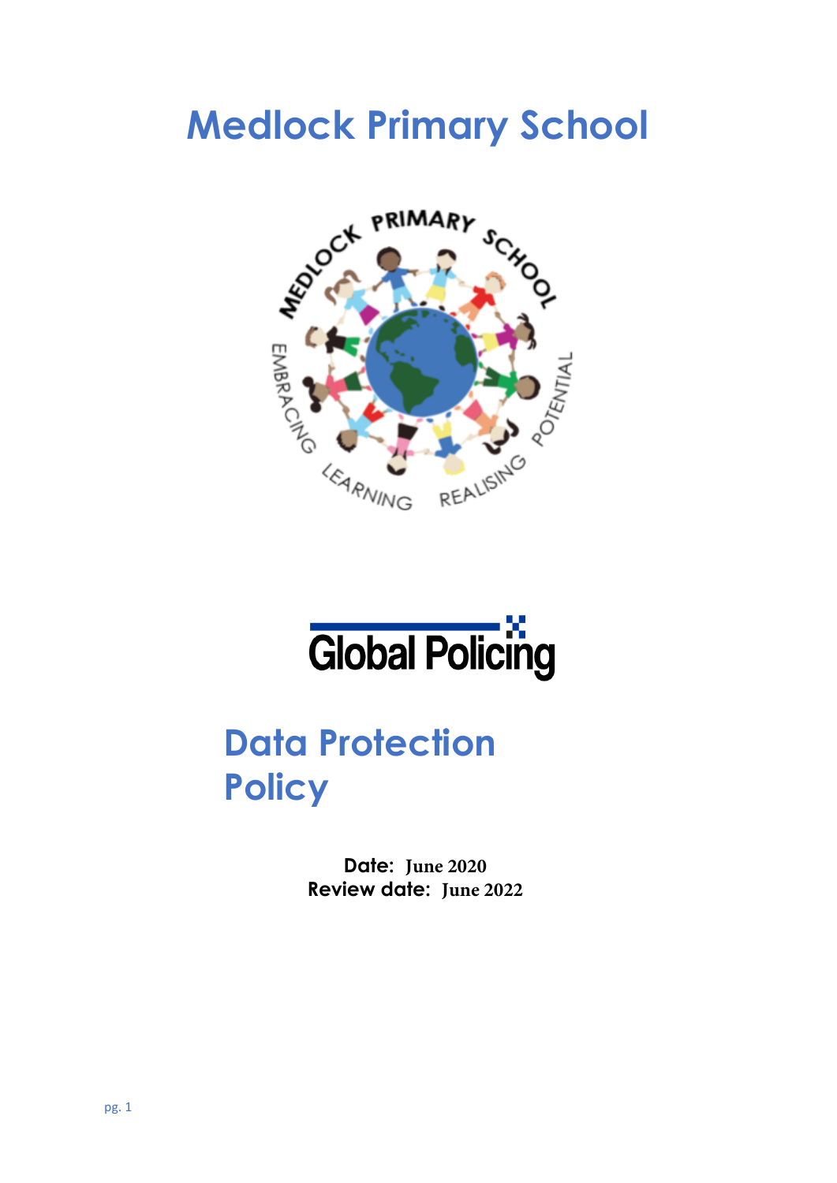# Medlock Primary School

Global Policing

# Data Protection Policy

**Date:** June 2020
**Review date:** June 2022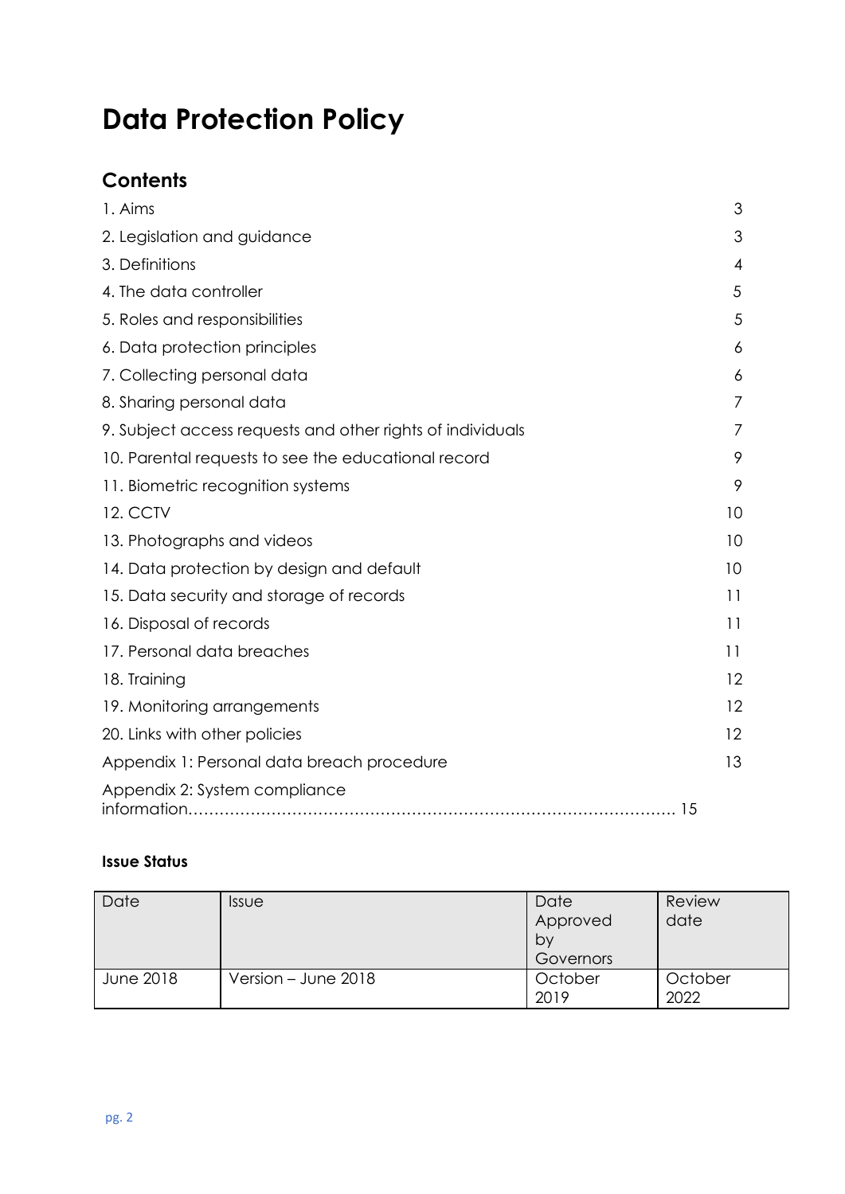# Data Protection Policy

## Contents

| | |
|---|---|
| 1. Aims | 3 |
| 2. Legislation and guidance | 3 |
| 3. Definitions | 4 |
| 4. The data controller | 5 |
| 5. Roles and responsibilities | 5 |
| 6. Data protection principles | 6 |
| 7. Collecting personal data | 6 |
| 8. Sharing personal data | 7 |
| 9. Subject access requests and other rights of individuals | 7 |
| 10. Parental requests to see the educational record | 9 |
| 11. Biometric recognition systems | 9 |
| 12. CCTV | 10 |
| 13. Photographs and videos | 10 |
| 14. Data protection by design and default | 10 |
| 15. Data security and storage of records | 11 |
| 16. Disposal of records | 11 |
| 17. Personal data breaches | 11 |
| 18. Training | 12 |
| 19. Monitoring arrangements | 12 |
| 20. Links with other policies | 12 |
| Appendix 1: Personal data breach procedure | 13 |
| Appendix 2: System compliance information | 15 |

**Issue Status**

| Date | Issue | Date Approved by Governors | Review date |
|---|---|---|---|
| June 2018 | Version – June 2018 | October 2019 | October 2022 |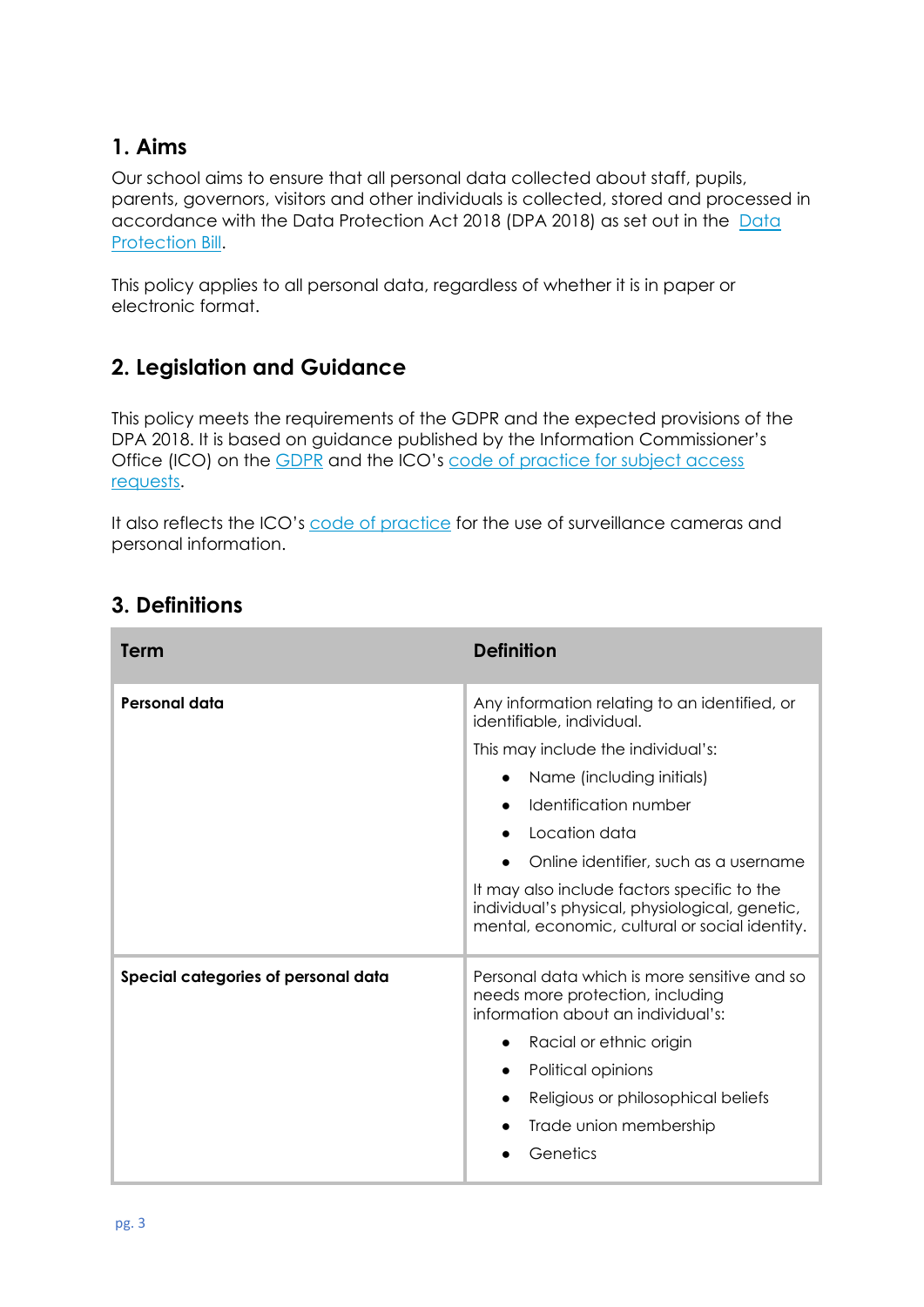## 1. Aims

Our school aims to ensure that all personal data collected about staff, pupils, parents, governors, visitors and other individuals is collected, stored and processed in accordance with the Data Protection Act 2018 (DPA 2018) as set out in the Data Protection Bill.

This policy applies to all personal data, regardless of whether it is in paper or electronic format.

## 2. Legislation and Guidance

This policy meets the requirements of the GDPR and the expected provisions of the DPA 2018. It is based on guidance published by the Information Commissioner's Office (ICO) on the GDPR and the ICO's code of practice for subject access requests.

It also reflects the ICO's code of practice for the use of surveillance cameras and personal information.

## 3. Definitions

| Term | Definition |
|---|---|
| **Personal data** | Any information relating to an identified, or identifiable, individual.<br>This may include the individual's:<br>• Name (including initials)<br>• Identification number<br>• Location data<br>• Online identifier, such as a username<br>It may also include factors specific to the individual's physical, physiological, genetic, mental, economic, cultural or social identity. |
| **Special categories of personal data** | Personal data which is more sensitive and so needs more protection, including information about an individual's:<br>• Racial or ethnic origin<br>• Political opinions<br>• Religious or philosophical beliefs<br>• Trade union membership<br>• Genetics |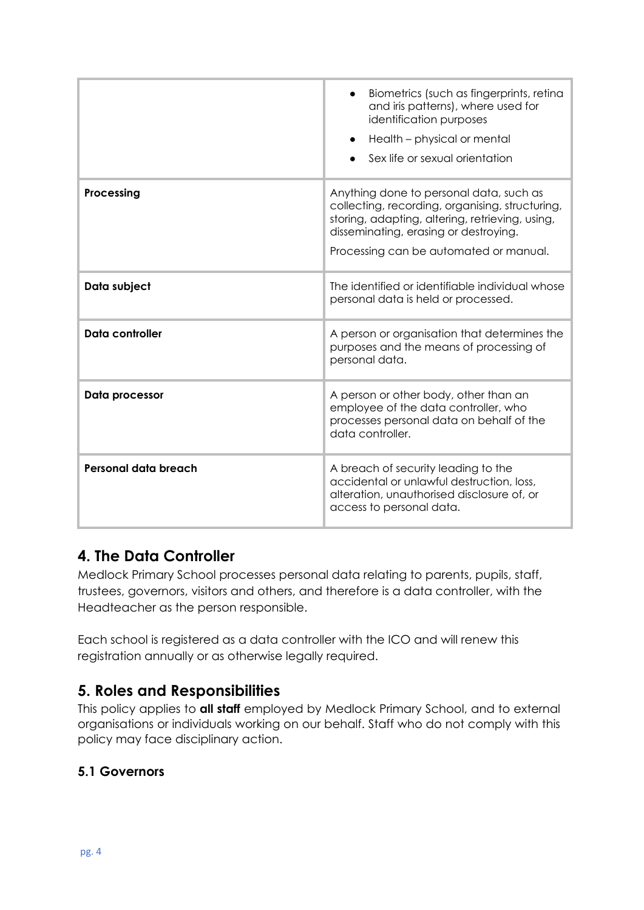| | |
|---|---|
| | • Biometrics (such as fingerprints, retina and iris patterns), where used for identification purposes<br>• Health – physical or mental<br>• Sex life or sexual orientation |
| **Processing** | Anything done to personal data, such as collecting, recording, organising, structuring, storing, adapting, altering, retrieving, using, disseminating, erasing or destroying.<br>Processing can be automated or manual. |
| **Data subject** | The identified or identifiable individual whose personal data is held or processed. |
| **Data controller** | A person or organisation that determines the purposes and the means of processing of personal data. |
| **Data processor** | A person or other body, other than an employee of the data controller, who processes personal data on behalf of the data controller. |
| **Personal data breach** | A breach of security leading to the accidental or unlawful destruction, loss, alteration, unauthorised disclosure of, or access to personal data. |

## 4. The Data Controller

Medlock Primary School processes personal data relating to parents, pupils, staff, trustees, governors, visitors and others, and therefore is a data controller, with the Headteacher as the person responsible.

Each school is registered as a data controller with the ICO and will renew this registration annually or as otherwise legally required.

## 5. Roles and Responsibilities

This policy applies to **all staff** employed by Medlock Primary School, and to external organisations or individuals working on our behalf. Staff who do not comply with this policy may face disciplinary action.

### 5.1 Governors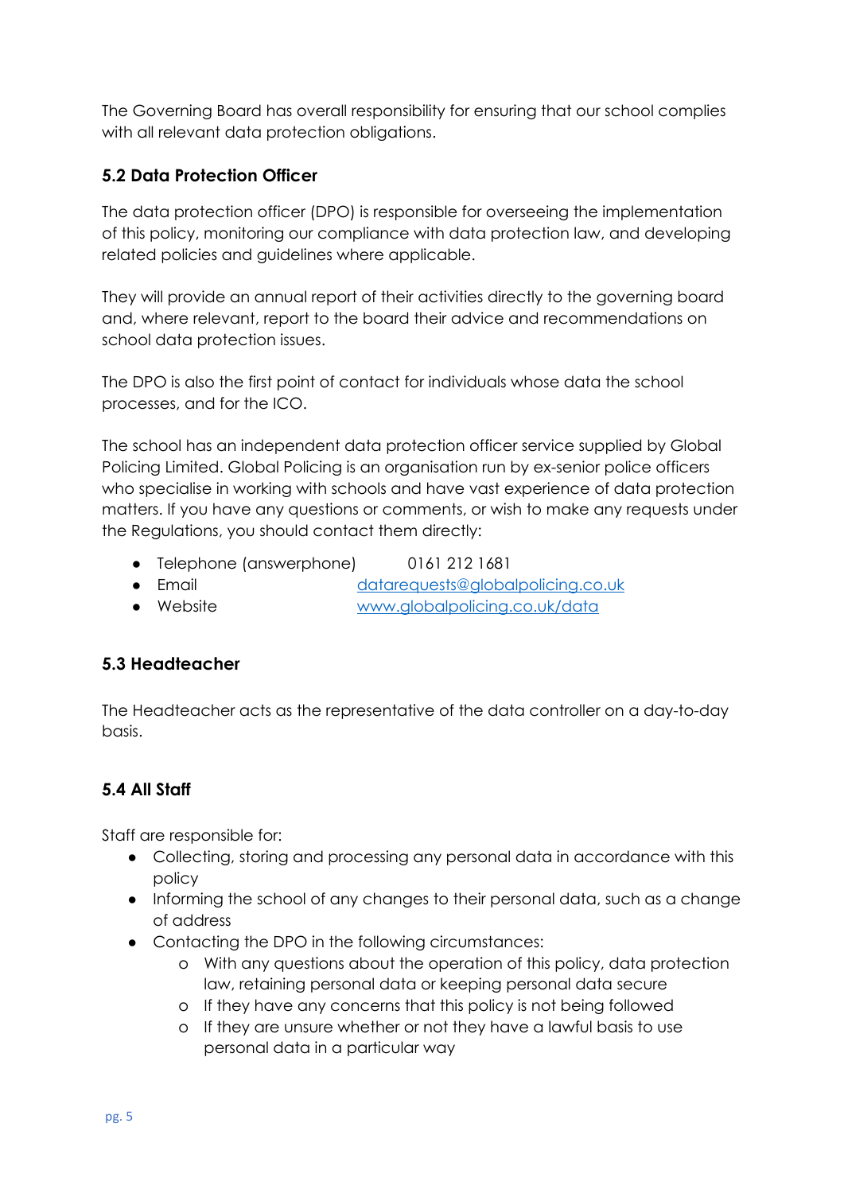The Governing Board has overall responsibility for ensuring that our school complies with all relevant data protection obligations.

### 5.2 Data Protection Officer

The data protection officer (DPO) is responsible for overseeing the implementation of this policy, monitoring our compliance with data protection law, and developing related policies and guidelines where applicable.

They will provide an annual report of their activities directly to the governing board and, where relevant, report to the board their advice and recommendations on school data protection issues.

The DPO is also the first point of contact for individuals whose data the school processes, and for the ICO.

The school has an independent data protection officer service supplied by Global Policing Limited. Global Policing is an organisation run by ex-senior police officers who specialise in working with schools and have vast experience of data protection matters. If you have any questions or comments, or wish to make any requests under the Regulations, you should contact them directly:

- Telephone (answerphone) 0161 212 1681
- Email [datarequests@globalpolicing.co.uk](mailto:datarequests@globalpolicing.co.uk)
- Website [www.globalpolicing.co.uk/data](http://www.globalpolicing.co.uk/data)

### 5.3 Headteacher

The Headteacher acts as the representative of the data controller on a day-to-day basis.

### 5.4 All Staff

Staff are responsible for:

- Collecting, storing and processing any personal data in accordance with this policy
- Informing the school of any changes to their personal data, such as a change of address
- Contacting the DPO in the following circumstances:
  - With any questions about the operation of this policy, data protection law, retaining personal data or keeping personal data secure
  - If they have any concerns that this policy is not being followed
  - If they are unsure whether or not they have a lawful basis to use personal data in a particular way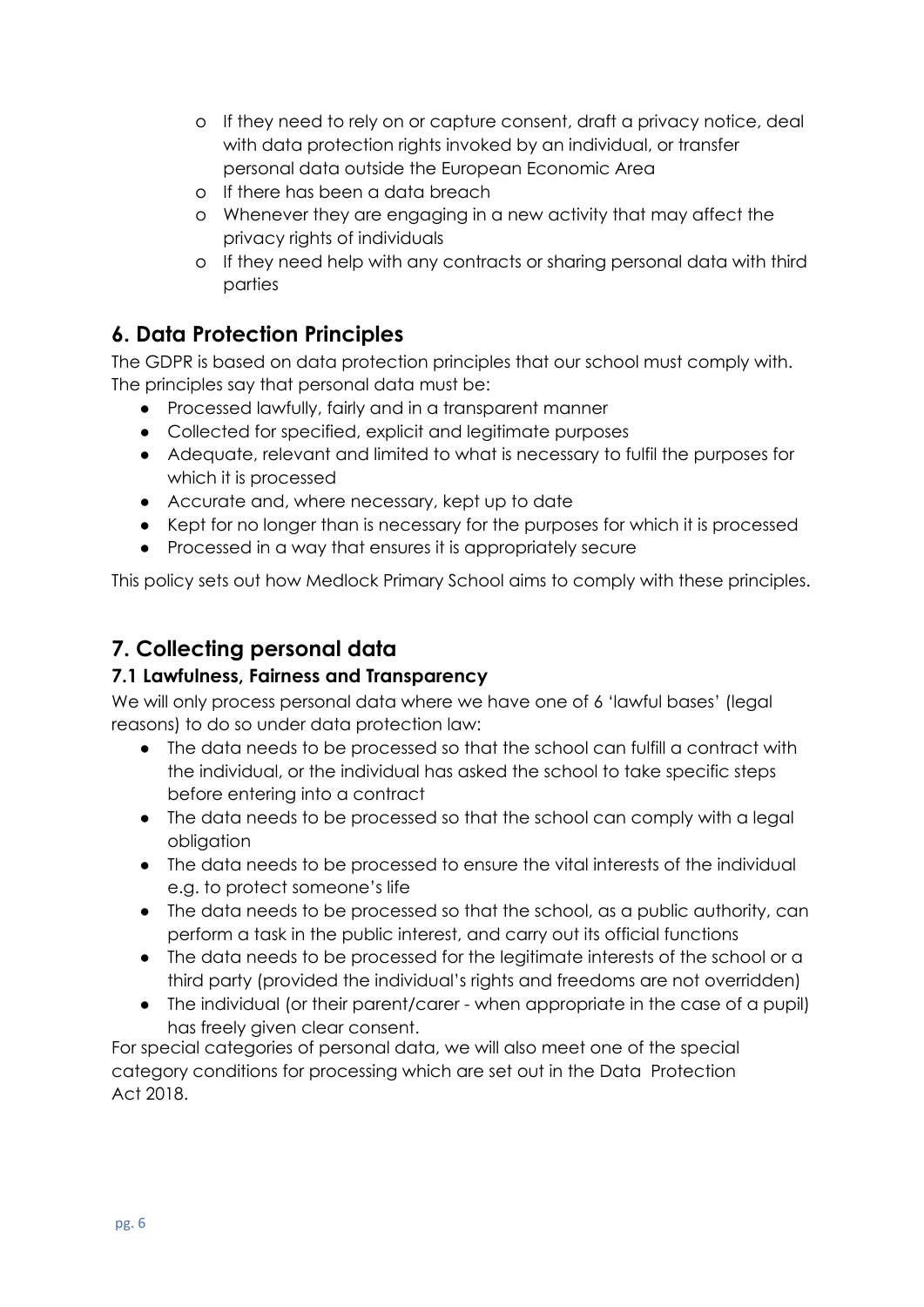- If they need to rely on or capture consent, draft a privacy notice, deal with data protection rights invoked by an individual, or transfer personal data outside the European Economic Area
  - If there has been a data breach
  - Whenever they are engaging in a new activity that may affect the privacy rights of individuals
  - If they need help with any contracts or sharing personal data with third parties

## 6. Data Protection Principles

The GDPR is based on data protection principles that our school must comply with. The principles say that personal data must be:

- Processed lawfully, fairly and in a transparent manner
- Collected for specified, explicit and legitimate purposes
- Adequate, relevant and limited to what is necessary to fulfil the purposes for which it is processed
- Accurate and, where necessary, kept up to date
- Kept for no longer than is necessary for the purposes for which it is processed
- Processed in a way that ensures it is appropriately secure

This policy sets out how Medlock Primary School aims to comply with these principles.

## 7. Collecting personal data

### 7.1 Lawfulness, Fairness and Transparency

We will only process personal data where we have one of 6 'lawful bases' (legal reasons) to do so under data protection law:

- The data needs to be processed so that the school can fulfill a contract with the individual, or the individual has asked the school to take specific steps before entering into a contract
- The data needs to be processed so that the school can comply with a legal obligation
- The data needs to be processed to ensure the vital interests of the individual e.g. to protect someone's life
- The data needs to be processed so that the school, as a public authority, can perform a task in the public interest, and carry out its official functions
- The data needs to be processed for the legitimate interests of the school or a third party (provided the individual's rights and freedoms are not overridden)
- The individual (or their parent/carer - when appropriate in the case of a pupil) has freely given clear consent.

For special categories of personal data, we will also meet one of the special category conditions for processing which are set out in the Data Protection Act 2018.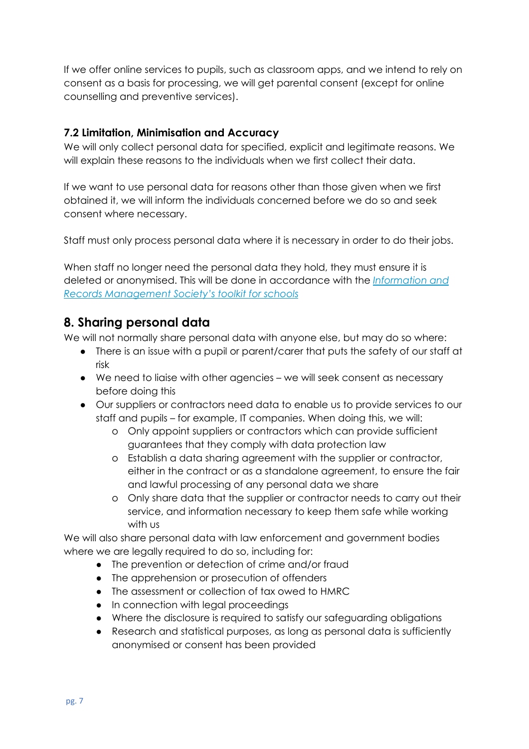If we offer online services to pupils, such as classroom apps, and we intend to rely on consent as a basis for processing, we will get parental consent (except for online counselling and preventive services).

### 7.2 Limitation, Minimisation and Accuracy

We will only collect personal data for specified, explicit and legitimate reasons. We will explain these reasons to the individuals when we first collect their data.

If we want to use personal data for reasons other than those given when we first obtained it, we will inform the individuals concerned before we do so and seek consent where necessary.

Staff must only process personal data where it is necessary in order to do their jobs.

When staff no longer need the personal data they hold, they must ensure it is deleted or anonymised. This will be done in accordance with the *Information and Records Management Society's toolkit for schools*

## 8. Sharing personal data

We will not normally share personal data with anyone else, but may do so where:

- There is an issue with a pupil or parent/carer that puts the safety of our staff at risk
- We need to liaise with other agencies – we will seek consent as necessary before doing this
- Our suppliers or contractors need data to enable us to provide services to our staff and pupils – for example, IT companies. When doing this, we will:
  - Only appoint suppliers or contractors which can provide sufficient guarantees that they comply with data protection law
  - Establish a data sharing agreement with the supplier or contractor, either in the contract or as a standalone agreement, to ensure the fair and lawful processing of any personal data we share
  - Only share data that the supplier or contractor needs to carry out their service, and information necessary to keep them safe while working with us

We will also share personal data with law enforcement and government bodies where we are legally required to do so, including for:

- The prevention or detection of crime and/or fraud
- The apprehension or prosecution of offenders
- The assessment or collection of tax owed to HMRC
- In connection with legal proceedings
- Where the disclosure is required to satisfy our safeguarding obligations
- Research and statistical purposes, as long as personal data is sufficiently anonymised or consent has been provided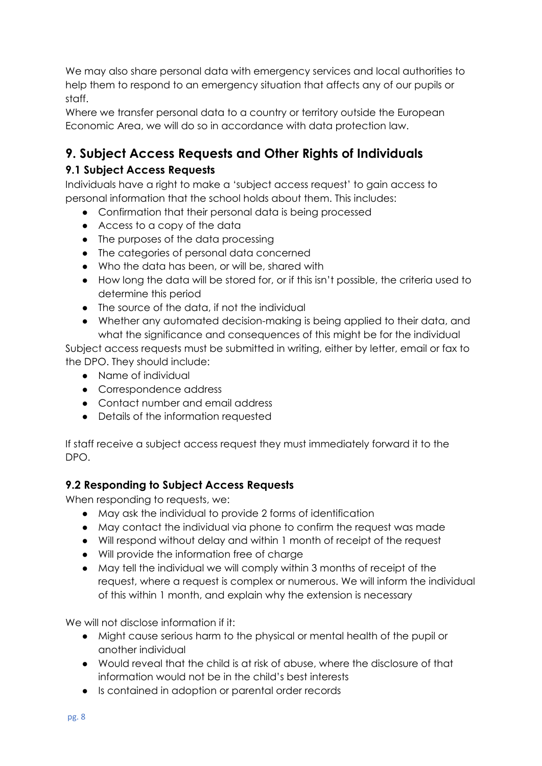We may also share personal data with emergency services and local authorities to help them to respond to an emergency situation that affects any of our pupils or staff.
Where we transfer personal data to a country or territory outside the European Economic Area, we will do so in accordance with data protection law.

## 9. Subject Access Requests and Other Rights of Individuals

### 9.1 Subject Access Requests

Individuals have a right to make a 'subject access request' to gain access to personal information that the school holds about them. This includes:

- Confirmation that their personal data is being processed
- Access to a copy of the data
- The purposes of the data processing
- The categories of personal data concerned
- Who the data has been, or will be, shared with
- How long the data will be stored for, or if this isn't possible, the criteria used to determine this period
- The source of the data, if not the individual
- Whether any automated decision-making is being applied to their data, and what the significance and consequences of this might be for the individual

Subject access requests must be submitted in writing, either by letter, email or fax to the DPO. They should include:

- Name of individual
- Correspondence address
- Contact number and email address
- Details of the information requested

If staff receive a subject access request they must immediately forward it to the DPO.

### 9.2 Responding to Subject Access Requests

When responding to requests, we:

- May ask the individual to provide 2 forms of identification
- May contact the individual via phone to confirm the request was made
- Will respond without delay and within 1 month of receipt of the request
- Will provide the information free of charge
- May tell the individual we will comply within 3 months of receipt of the request, where a request is complex or numerous. We will inform the individual of this within 1 month, and explain why the extension is necessary

We will not disclose information if it:

- Might cause serious harm to the physical or mental health of the pupil or another individual
- Would reveal that the child is at risk of abuse, where the disclosure of that information would not be in the child's best interests
- Is contained in adoption or parental order records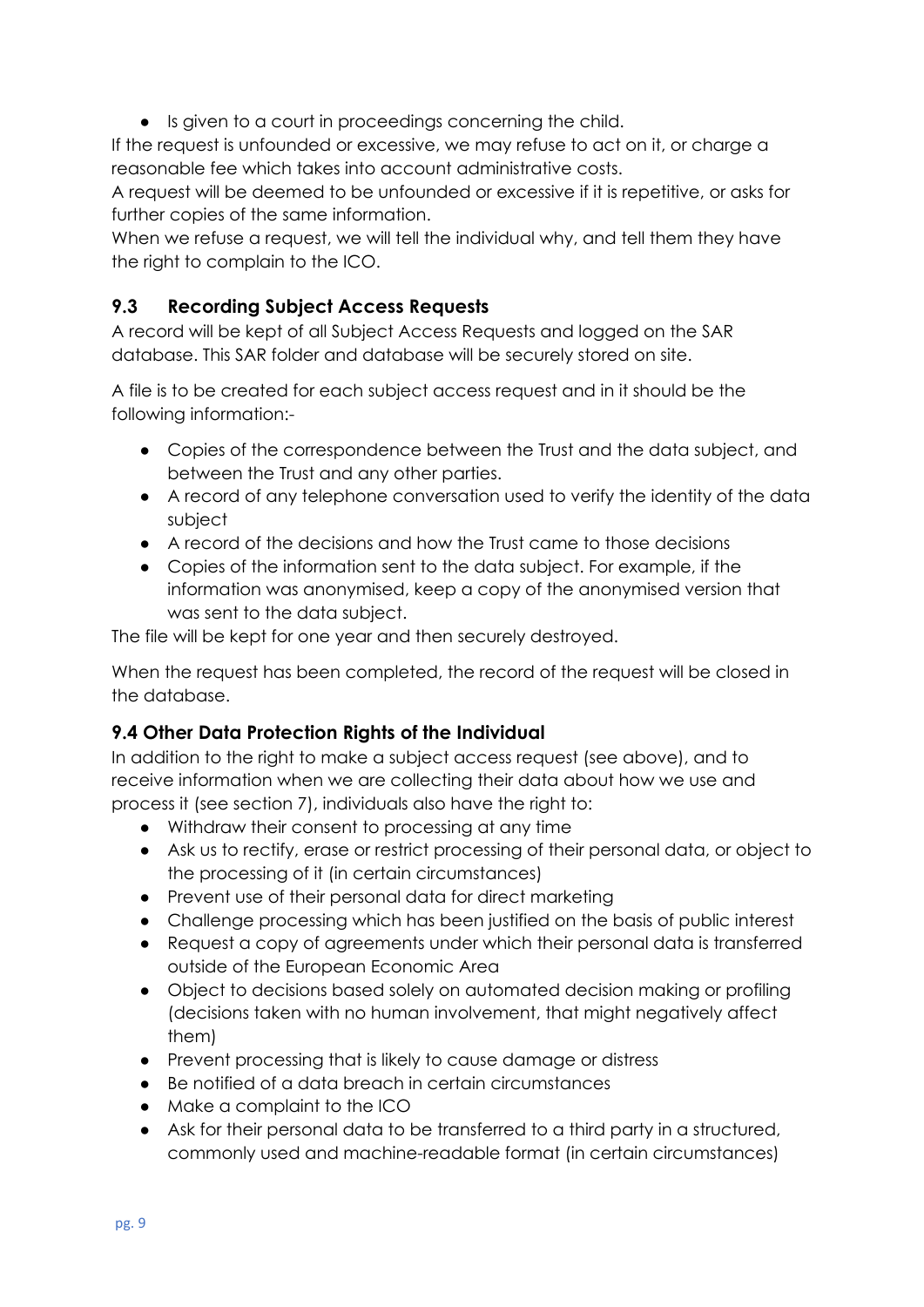- Is given to a court in proceedings concerning the child.

If the request is unfounded or excessive, we may refuse to act on it, or charge a reasonable fee which takes into account administrative costs.

A request will be deemed to be unfounded or excessive if it is repetitive, or asks for further copies of the same information.

When we refuse a request, we will tell the individual why, and tell them they have the right to complain to the ICO.

### 9.3 Recording Subject Access Requests

A record will be kept of all Subject Access Requests and logged on the SAR database. This SAR folder and database will be securely stored on site.

A file is to be created for each subject access request and in it should be the following information:-

- Copies of the correspondence between the Trust and the data subject, and between the Trust and any other parties.
- A record of any telephone conversation used to verify the identity of the data subject
- A record of the decisions and how the Trust came to those decisions
- Copies of the information sent to the data subject. For example, if the information was anonymised, keep a copy of the anonymised version that was sent to the data subject.

The file will be kept for one year and then securely destroyed.

When the request has been completed, the record of the request will be closed in the database.

### 9.4 Other Data Protection Rights of the Individual

In addition to the right to make a subject access request (see above), and to receive information when we are collecting their data about how we use and process it (see section 7), individuals also have the right to:

- Withdraw their consent to processing at any time
- Ask us to rectify, erase or restrict processing of their personal data, or object to the processing of it (in certain circumstances)
- Prevent use of their personal data for direct marketing
- Challenge processing which has been justified on the basis of public interest
- Request a copy of agreements under which their personal data is transferred outside of the European Economic Area
- Object to decisions based solely on automated decision making or profiling (decisions taken with no human involvement, that might negatively affect them)
- Prevent processing that is likely to cause damage or distress
- Be notified of a data breach in certain circumstances
- Make a complaint to the ICO
- Ask for their personal data to be transferred to a third party in a structured, commonly used and machine-readable format (in certain circumstances)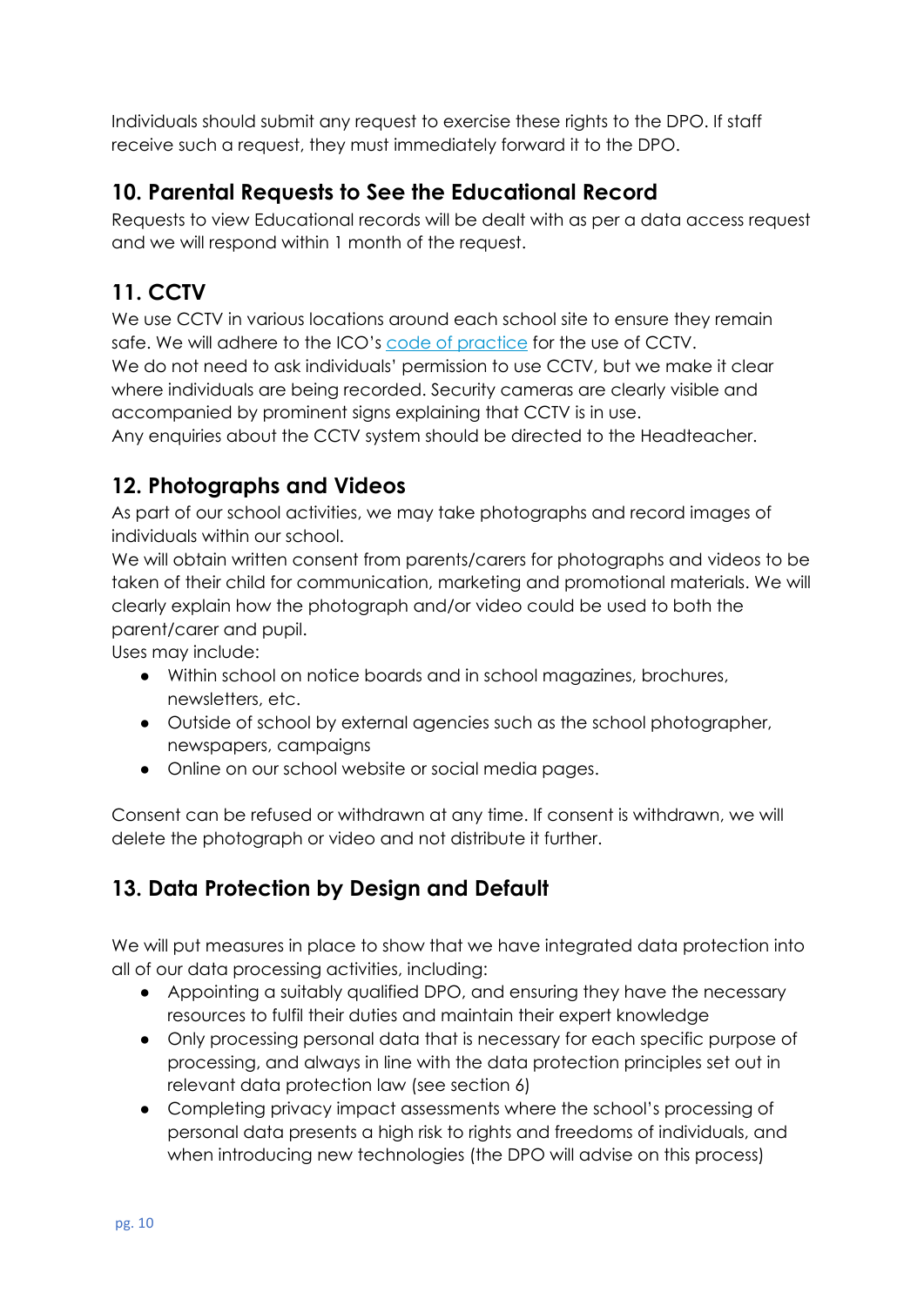Individuals should submit any request to exercise these rights to the DPO. If staff receive such a request, they must immediately forward it to the DPO.

## 10. Parental Requests to See the Educational Record

Requests to view Educational records will be dealt with as per a data access request and we will respond within 1 month of the request.

## 11. CCTV

We use CCTV in various locations around each school site to ensure they remain safe. We will adhere to the ICO's code of practice for the use of CCTV.
We do not need to ask individuals' permission to use CCTV, but we make it clear where individuals are being recorded. Security cameras are clearly visible and accompanied by prominent signs explaining that CCTV is in use.
Any enquiries about the CCTV system should be directed to the Headteacher.

## 12. Photographs and Videos

As part of our school activities, we may take photographs and record images of individuals within our school.
We will obtain written consent from parents/carers for photographs and videos to be taken of their child for communication, marketing and promotional materials. We will clearly explain how the photograph and/or video could be used to both the parent/carer and pupil.
Uses may include:

- Within school on notice boards and in school magazines, brochures, newsletters, etc.
- Outside of school by external agencies such as the school photographer, newspapers, campaigns
- Online on our school website or social media pages.

Consent can be refused or withdrawn at any time. If consent is withdrawn, we will delete the photograph or video and not distribute it further.

## 13. Data Protection by Design and Default

We will put measures in place to show that we have integrated data protection into all of our data processing activities, including:

- Appointing a suitably qualified DPO, and ensuring they have the necessary resources to fulfil their duties and maintain their expert knowledge
- Only processing personal data that is necessary for each specific purpose of processing, and always in line with the data protection principles set out in relevant data protection law (see section 6)
- Completing privacy impact assessments where the school's processing of personal data presents a high risk to rights and freedoms of individuals, and when introducing new technologies (the DPO will advise on this process)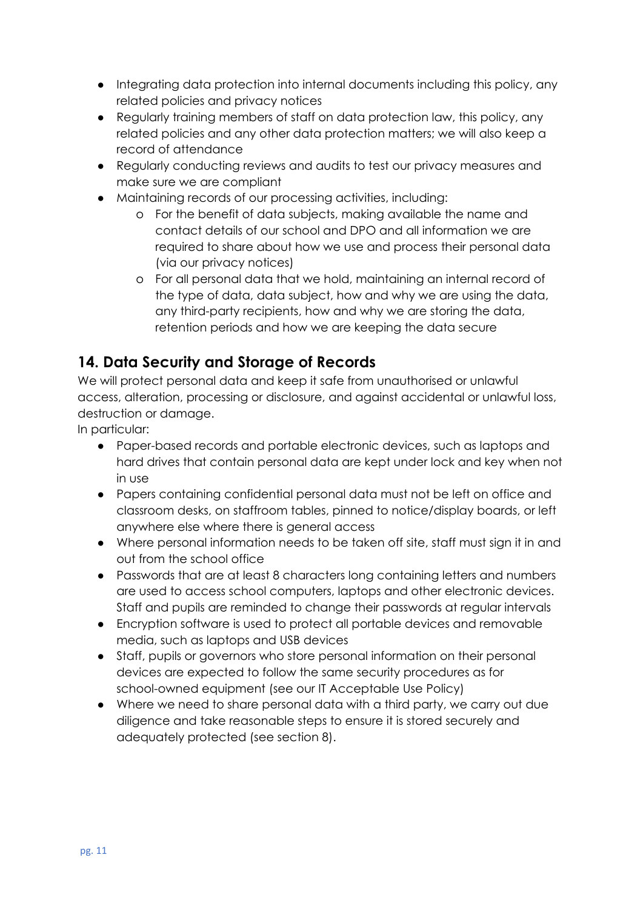- Integrating data protection into internal documents including this policy, any related policies and privacy notices
- Regularly training members of staff on data protection law, this policy, any related policies and any other data protection matters; we will also keep a record of attendance
- Regularly conducting reviews and audits to test our privacy measures and make sure we are compliant
- Maintaining records of our processing activities, including:
    - For the benefit of data subjects, making available the name and contact details of our school and DPO and all information we are required to share about how we use and process their personal data (via our privacy notices)
    - For all personal data that we hold, maintaining an internal record of the type of data, data subject, how and why we are using the data, any third-party recipients, how and why we are storing the data, retention periods and how we are keeping the data secure

## 14. Data Security and Storage of Records

We will protect personal data and keep it safe from unauthorised or unlawful access, alteration, processing or disclosure, and against accidental or unlawful loss, destruction or damage.

In particular:

- Paper-based records and portable electronic devices, such as laptops and hard drives that contain personal data are kept under lock and key when not in use
- Papers containing confidential personal data must not be left on office and classroom desks, on staffroom tables, pinned to notice/display boards, or left anywhere else where there is general access
- Where personal information needs to be taken off site, staff must sign it in and out from the school office
- Passwords that are at least 8 characters long containing letters and numbers are used to access school computers, laptops and other electronic devices. Staff and pupils are reminded to change their passwords at regular intervals
- Encryption software is used to protect all portable devices and removable media, such as laptops and USB devices
- Staff, pupils or governors who store personal information on their personal devices are expected to follow the same security procedures as for school-owned equipment (see our IT Acceptable Use Policy)
- Where we need to share personal data with a third party, we carry out due diligence and take reasonable steps to ensure it is stored securely and adequately protected (see section 8).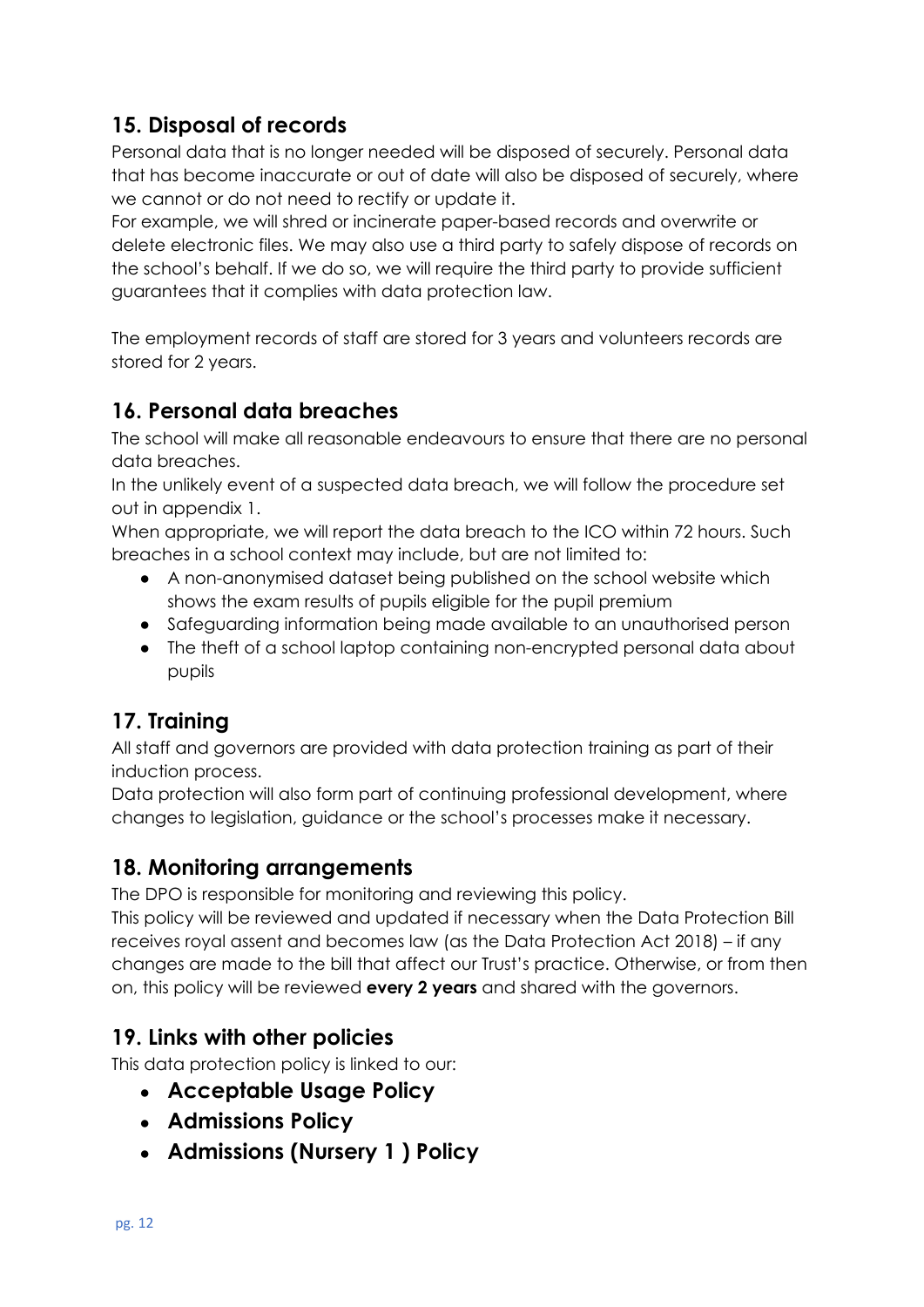## 15. Disposal of records

Personal data that is no longer needed will be disposed of securely. Personal data that has become inaccurate or out of date will also be disposed of securely, where we cannot or do not need to rectify or update it.

For example, we will shred or incinerate paper-based records and overwrite or delete electronic files. We may also use a third party to safely dispose of records on the school's behalf. If we do so, we will require the third party to provide sufficient guarantees that it complies with data protection law.

The employment records of staff are stored for 3 years and volunteers records are stored for 2 years.

## 16. Personal data breaches

The school will make all reasonable endeavours to ensure that there are no personal data breaches.

In the unlikely event of a suspected data breach, we will follow the procedure set out in appendix 1.

When appropriate, we will report the data breach to the ICO within 72 hours. Such breaches in a school context may include, but are not limited to:

- A non-anonymised dataset being published on the school website which shows the exam results of pupils eligible for the pupil premium
- Safeguarding information being made available to an unauthorised person
- The theft of a school laptop containing non-encrypted personal data about pupils

## 17. Training

All staff and governors are provided with data protection training as part of their induction process.

Data protection will also form part of continuing professional development, where changes to legislation, guidance or the school's processes make it necessary.

## 18. Monitoring arrangements

The DPO is responsible for monitoring and reviewing this policy.

This policy will be reviewed and updated if necessary when the Data Protection Bill receives royal assent and becomes law (as the Data Protection Act 2018) – if any changes are made to the bill that affect our Trust's practice. Otherwise, or from then on, this policy will be reviewed **every 2 years** and shared with the governors.

## 19. Links with other policies

This data protection policy is linked to our:

- **Acceptable Usage Policy**
- **Admissions Policy**
- **Admissions (Nursery 1 ) Policy**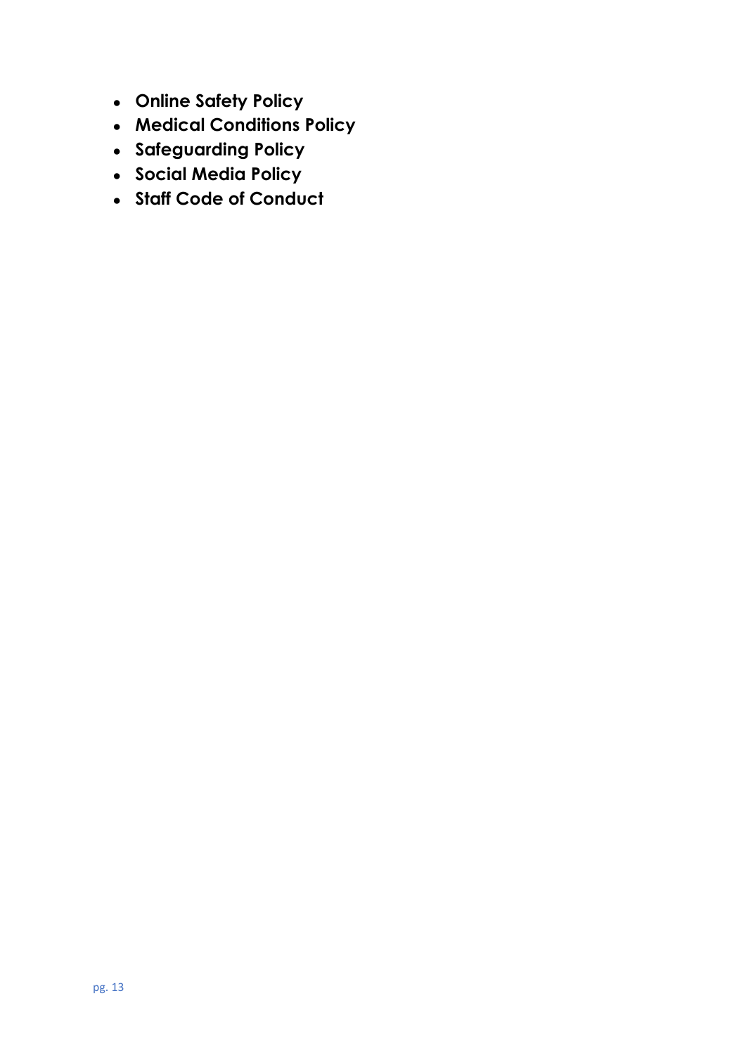- **Online Safety Policy**
- **Medical Conditions Policy**
- **Safeguarding Policy**
- **Social Media Policy**
- **Staff Code of Conduct**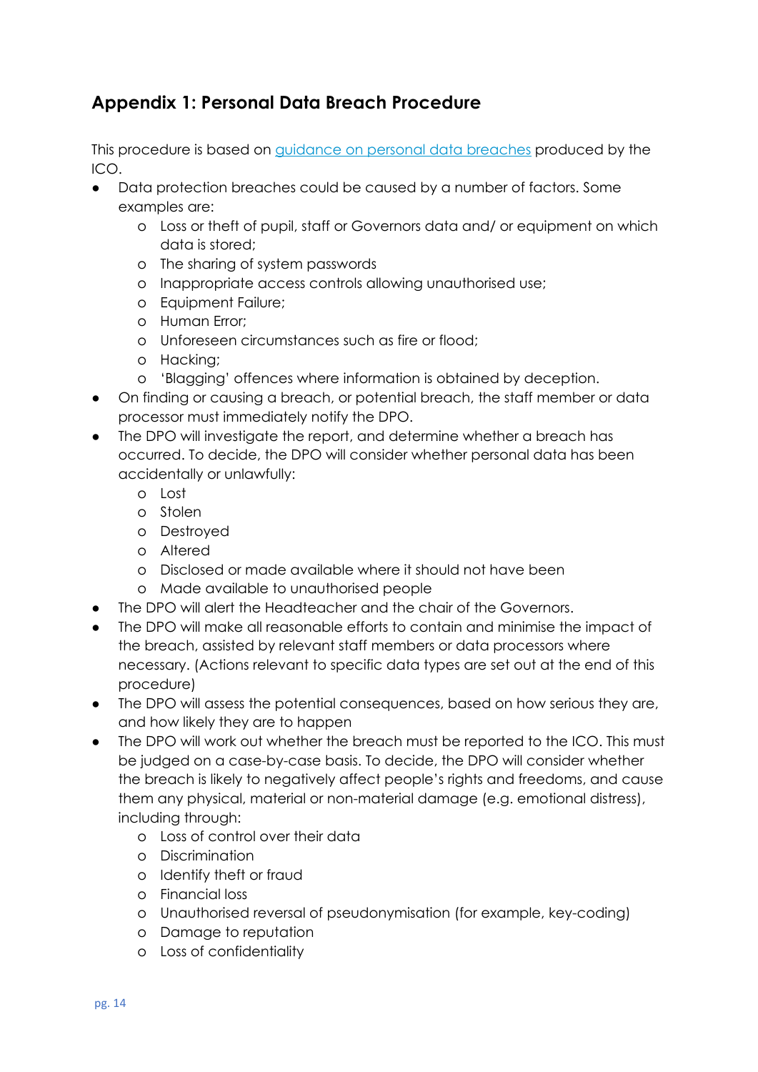## Appendix 1: Personal Data Breach Procedure

This procedure is based on [guidance on personal data breaches] produced by the ICO.

- Data protection breaches could be caused by a number of factors. Some examples are:
  - Loss or theft of pupil, staff or Governors data and/ or equipment on which data is stored;
  - The sharing of system passwords
  - Inappropriate access controls allowing unauthorised use;
  - Equipment Failure;
  - Human Error;
  - Unforeseen circumstances such as fire or flood;
  - Hacking;
  - 'Blagging' offences where information is obtained by deception.
- On finding or causing a breach, or potential breach, the staff member or data processor must immediately notify the DPO.
- The DPO will investigate the report, and determine whether a breach has occurred. To decide, the DPO will consider whether personal data has been accidentally or unlawfully:
  - Lost
  - Stolen
  - Destroyed
  - Altered
  - Disclosed or made available where it should not have been
  - Made available to unauthorised people
- The DPO will alert the Headteacher and the chair of the Governors.
- The DPO will make all reasonable efforts to contain and minimise the impact of the breach, assisted by relevant staff members or data processors where necessary. (Actions relevant to specific data types are set out at the end of this procedure)
- The DPO will assess the potential consequences, based on how serious they are, and how likely they are to happen
- The DPO will work out whether the breach must be reported to the ICO. This must be judged on a case-by-case basis. To decide, the DPO will consider whether the breach is likely to negatively affect people's rights and freedoms, and cause them any physical, material or non-material damage (e.g. emotional distress), including through:
  - Loss of control over their data
  - Discrimination
  - Identify theft or fraud
  - Financial loss
  - Unauthorised reversal of pseudonymisation (for example, key-coding)
  - Damage to reputation
  - Loss of confidentiality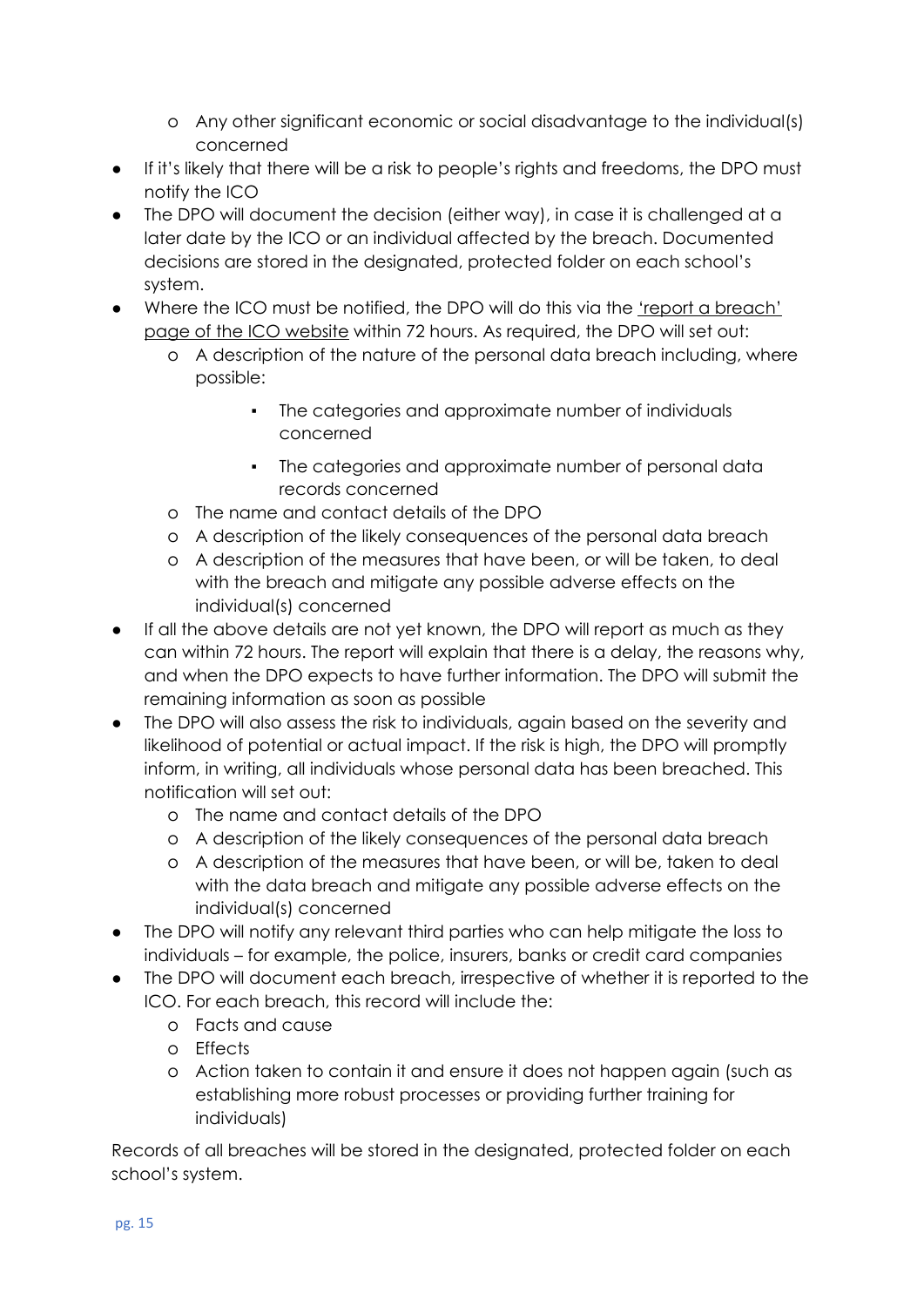- Any other significant economic or social disadvantage to the individual(s) concerned
- If it's likely that there will be a risk to people's rights and freedoms, the DPO must notify the ICO
- The DPO will document the decision (either way), in case it is challenged at a later date by the ICO or an individual affected by the breach. Documented decisions are stored in the designated, protected folder on each school's system.
- Where the ICO must be notified, the DPO will do this via the 'report a breach' page of the ICO website within 72 hours. As required, the DPO will set out:
    - A description of the nature of the personal data breach including, where possible:
        - The categories and approximate number of individuals concerned
        - The categories and approximate number of personal data records concerned
    - The name and contact details of the DPO
    - A description of the likely consequences of the personal data breach
    - A description of the measures that have been, or will be taken, to deal with the breach and mitigate any possible adverse effects on the individual(s) concerned
- If all the above details are not yet known, the DPO will report as much as they can within 72 hours. The report will explain that there is a delay, the reasons why, and when the DPO expects to have further information. The DPO will submit the remaining information as soon as possible
- The DPO will also assess the risk to individuals, again based on the severity and likelihood of potential or actual impact. If the risk is high, the DPO will promptly inform, in writing, all individuals whose personal data has been breached. This notification will set out:
    - The name and contact details of the DPO
    - A description of the likely consequences of the personal data breach
    - A description of the measures that have been, or will be, taken to deal with the data breach and mitigate any possible adverse effects on the individual(s) concerned
- The DPO will notify any relevant third parties who can help mitigate the loss to individuals – for example, the police, insurers, banks or credit card companies
- The DPO will document each breach, irrespective of whether it is reported to the ICO. For each breach, this record will include the:
    - Facts and cause
    - Effects
    - Action taken to contain it and ensure it does not happen again (such as establishing more robust processes or providing further training for individuals)

Records of all breaches will be stored in the designated, protected folder on each school's system.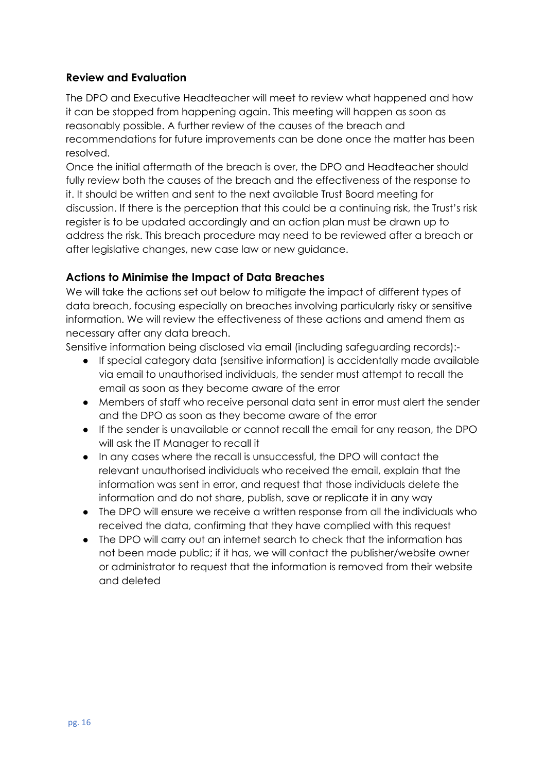## Review and Evaluation

The DPO and Executive Headteacher will meet to review what happened and how it can be stopped from happening again. This meeting will happen as soon as reasonably possible. A further review of the causes of the breach and recommendations for future improvements can be done once the matter has been resolved.

Once the initial aftermath of the breach is over, the DPO and Headteacher should fully review both the causes of the breach and the effectiveness of the response to it. It should be written and sent to the next available Trust Board meeting for discussion. If there is the perception that this could be a continuing risk, the Trust's risk register is to be updated accordingly and an action plan must be drawn up to address the risk. This breach procedure may need to be reviewed after a breach or after legislative changes, new case law or new guidance.

## Actions to Minimise the Impact of Data Breaches

We will take the actions set out below to mitigate the impact of different types of data breach, focusing especially on breaches involving particularly risky or sensitive information. We will review the effectiveness of these actions and amend them as necessary after any data breach.

Sensitive information being disclosed via email (including safeguarding records):-

- If special category data (sensitive information) is accidentally made available via email to unauthorised individuals, the sender must attempt to recall the email as soon as they become aware of the error
- Members of staff who receive personal data sent in error must alert the sender and the DPO as soon as they become aware of the error
- If the sender is unavailable or cannot recall the email for any reason, the DPO will ask the IT Manager to recall it
- In any cases where the recall is unsuccessful, the DPO will contact the relevant unauthorised individuals who received the email, explain that the information was sent in error, and request that those individuals delete the information and do not share, publish, save or replicate it in any way
- The DPO will ensure we receive a written response from all the individuals who received the data, confirming that they have complied with this request
- The DPO will carry out an internet search to check that the information has not been made public; if it has, we will contact the publisher/website owner or administrator to request that the information is removed from their website and deleted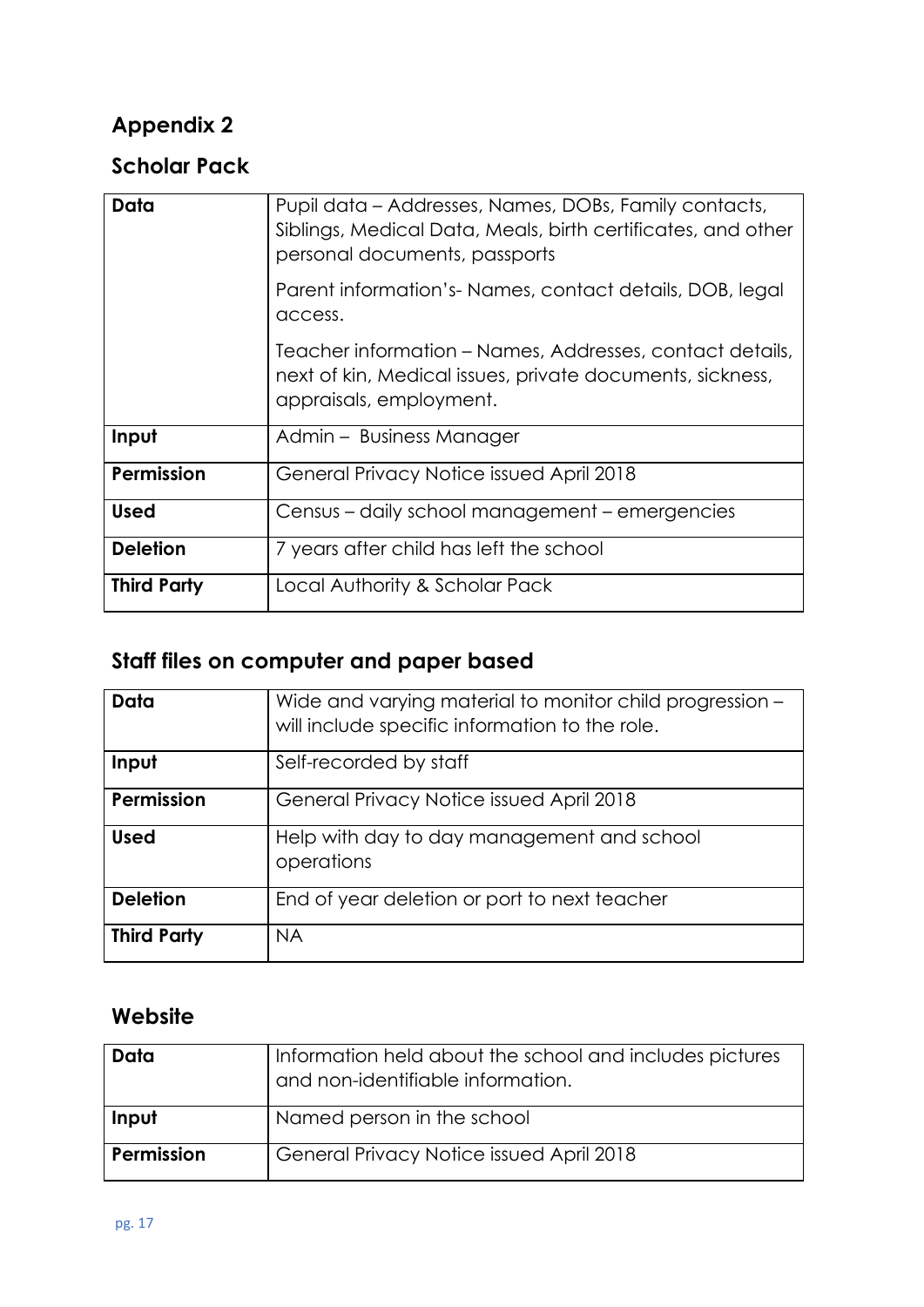## Appendix 2

### Scholar Pack

| **Data** | Pupil data – Addresses, Names, DOBs, Family contacts, Siblings, Medical Data, Meals, birth certificates, and other personal documents, passports<br><br>Parent information's- Names, contact details, DOB, legal access.<br><br>Teacher information – Names, Addresses, contact details, next of kin, Medical issues, private documents, sickness, appraisals, employment. |
|---|---|
| **Input** | Admin – Business Manager |
| **Permission** | General Privacy Notice issued April 2018 |
| **Used** | Census – daily school management – emergencies |
| **Deletion** | 7 years after child has left the school |
| **Third Party** | Local Authority & Scholar Pack |

### Staff files on computer and paper based

| **Data** | Wide and varying material to monitor child progression – will include specific information to the role. |
|---|---|
| **Input** | Self-recorded by staff |
| **Permission** | General Privacy Notice issued April 2018 |
| **Used** | Help with day to day management and school operations |
| **Deletion** | End of year deletion or port to next teacher |
| **Third Party** | NA |

### Website

| **Data** | Information held about the school and includes pictures and non-identifiable information. |
|---|---|
| **Input** | Named person in the school |
| **Permission** | General Privacy Notice issued April 2018 |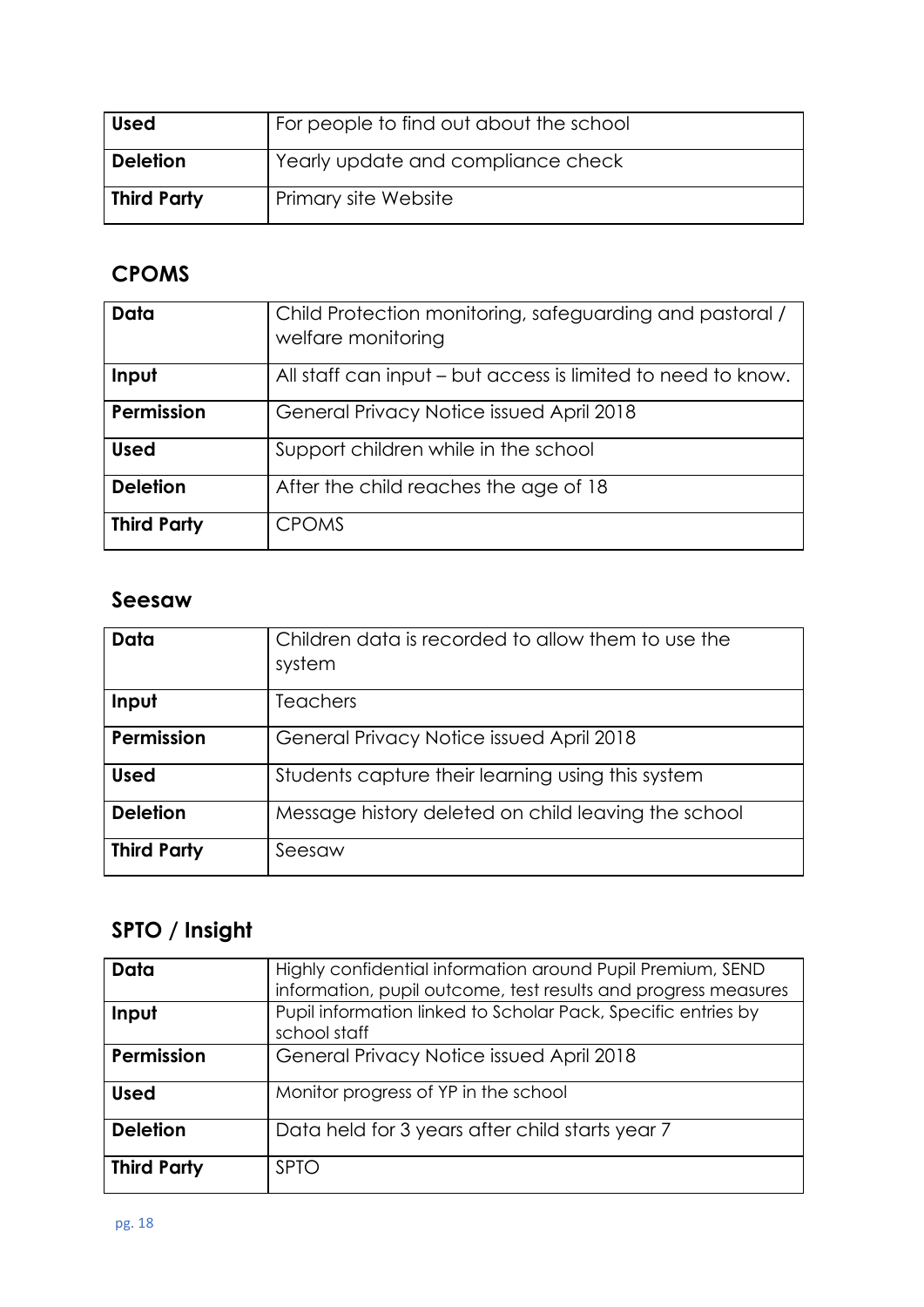| Used | For people to find out about the school |
|---|---|
| Deletion | Yearly update and compliance check |
| Third Party | Primary site Website |

## CPOMS

| Data | Child Protection monitoring, safeguarding and pastoral / welfare monitoring |
|---|---|
| Input | All staff can input – but access is limited to need to know. |
| Permission | General Privacy Notice issued April 2018 |
| Used | Support children while in the school |
| Deletion | After the child reaches the age of 18 |
| Third Party | CPOMS |

## Seesaw

| Data | Children data is recorded to allow them to use the system |
|---|---|
| Input | Teachers |
| Permission | General Privacy Notice issued April 2018 |
| Used | Students capture their learning using this system |
| Deletion | Message history deleted on child leaving the school |
| Third Party | Seesaw |

## SPTO / Insight

| Data | Highly confidential information around Pupil Premium, SEND information, pupil outcome, test results and progress measures |
|---|---|
| Input | Pupil information linked to Scholar Pack, Specific entries by school staff |
| Permission | General Privacy Notice issued April 2018 |
| Used | Monitor progress of YP in the school |
| Deletion | Data held for 3 years after child starts year 7 |
| Third Party | SPTO |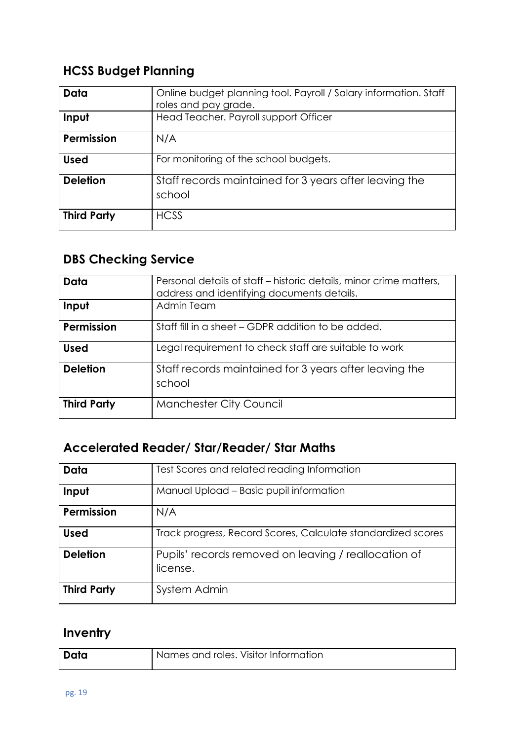## HCSS Budget Planning

| Data | Online budget planning tool. Payroll / Salary information. Staff roles and pay grade. |
|---|---|
| Input | Head Teacher. Payroll support Officer |
| Permission | N/A |
| Used | For monitoring of the school budgets. |
| Deletion | Staff records maintained for 3 years after leaving the school |
| Third Party | HCSS |

## DBS Checking Service

| Data | Personal details of staff – historic details, minor crime matters, address and identifying documents details. |
|---|---|
| Input | Admin Team |
| Permission | Staff fill in a sheet – GDPR addition to be added. |
| Used | Legal requirement to check staff are suitable to work |
| Deletion | Staff records maintained for 3 years after leaving the school |
| Third Party | Manchester City Council |

## Accelerated Reader/ Star/Reader/ Star Maths

| Data | Test Scores and related reading Information |
|---|---|
| Input | Manual Upload – Basic pupil information |
| Permission | N/A |
| Used | Track progress, Record Scores, Calculate standardized scores |
| Deletion | Pupils' records removed on leaving / reallocation of license. |
| Third Party | System Admin |

## Inventry

| Data | Names and roles. Visitor Information |
|---|---|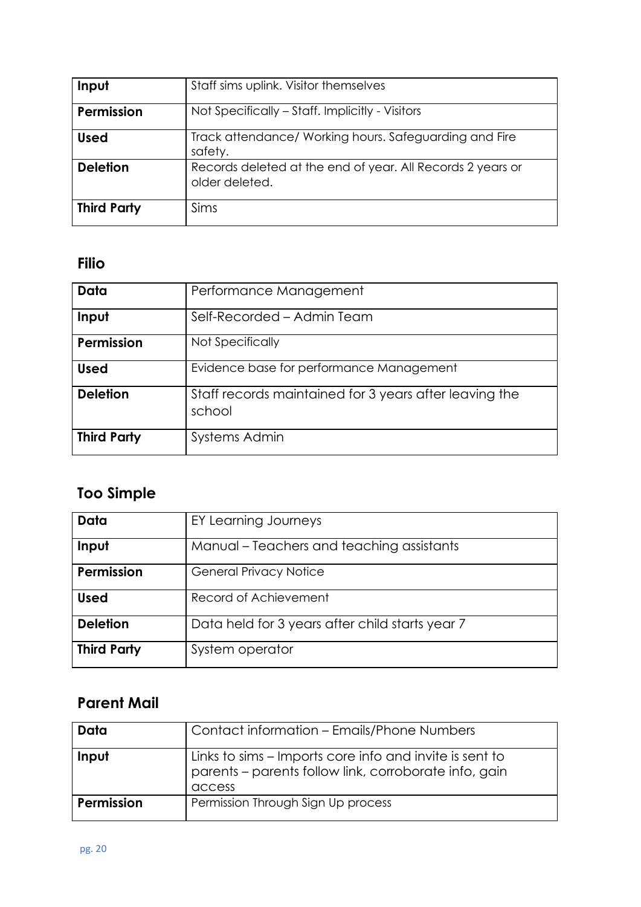| Input | Staff sims uplink. Visitor themselves |
|---|---|
| Permission | Not Specifically – Staff. Implicitly - Visitors |
| Used | Track attendance/ Working hours. Safeguarding and Fire safety. |
| Deletion | Records deleted at the end of year. All Records 2 years or older deleted. |
| Third Party | Sims |

### Filio

| Data | Performance Management |
|---|---|
| Input | Self-Recorded – Admin Team |
| Permission | Not Specifically |
| Used | Evidence base for performance Management |
| Deletion | Staff records maintained for 3 years after leaving the school |
| Third Party | Systems Admin |

### Too Simple

| Data | EY Learning Journeys |
|---|---|
| Input | Manual – Teachers and teaching assistants |
| Permission | General Privacy Notice |
| Used | Record of Achievement |
| Deletion | Data held for 3 years after child starts year 7 |
| Third Party | System operator |

### Parent Mail

| Data | Contact information – Emails/Phone Numbers |
|---|---|
| Input | Links to sims – Imports core info and invite is sent to parents – parents follow link, corroborate info, gain access |
| Permission | Permission Through Sign Up process |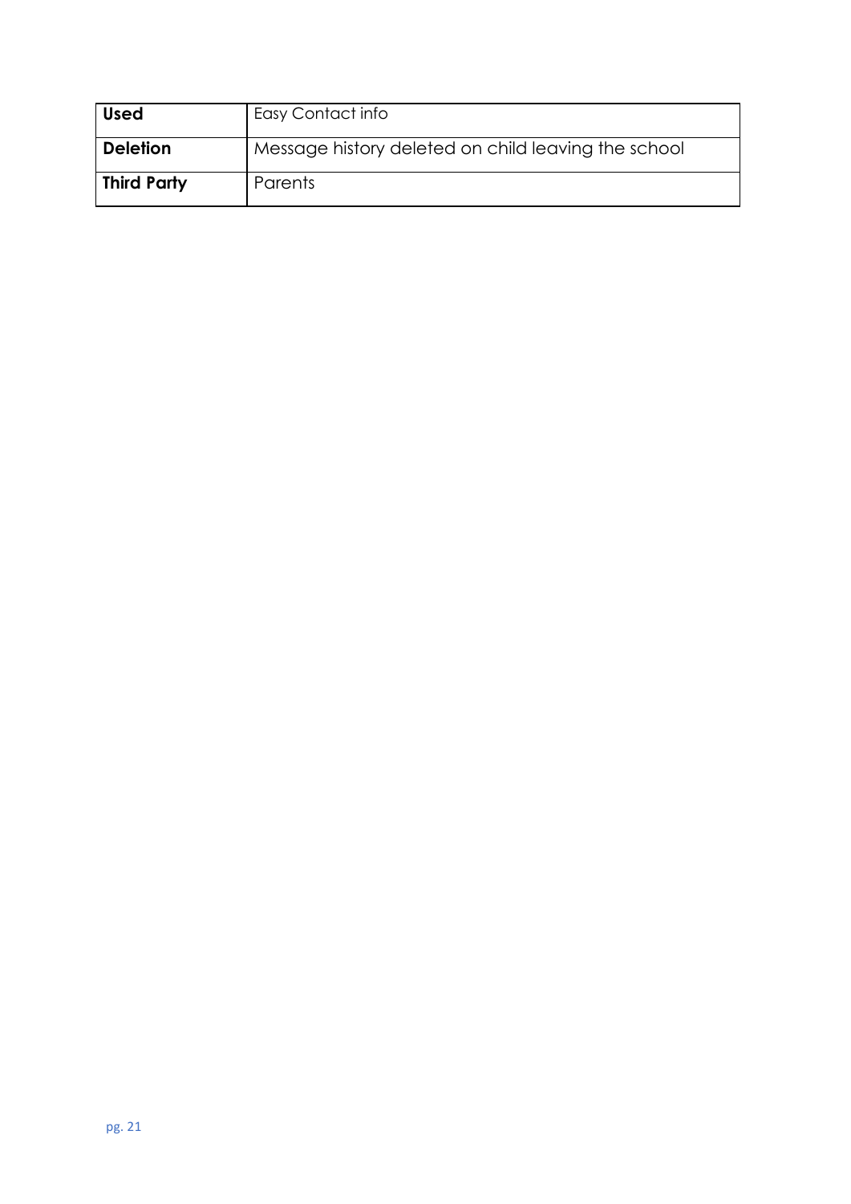| | |
|---|---|
| **Used** | Easy Contact info |
| **Deletion** | Message history deleted on child leaving the school |
| **Third Party** | Parents |